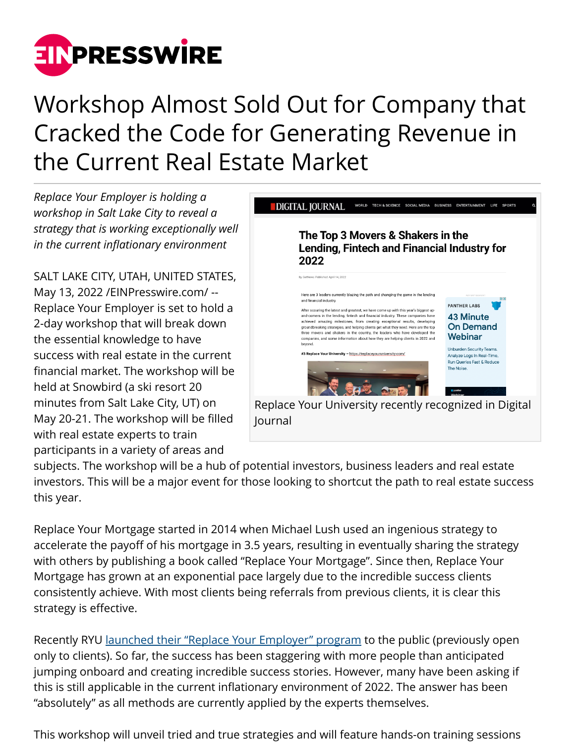# Workshop Almost Sold Out for Company that Cracked the Code for Generating Revenue in the Current Real Estate Market

*Replace Your Employer is holding a workshop in Salt Lake City to reveal a strategy that is working exceptionally well in the current inflationary environment*

Replace Your University recently recognized in Digital Journal

SALT LAKE CITY, UTAH, UNITED STATES, May 13, 2022 /EINPresswire.com/ -- Replace Your Employer is set to hold a 2-day workshop that will break down the essential knowledge to have success with real estate in the current financial market. The workshop will be held at Snowbird (a ski resort 20 minutes from Salt Lake City, UT) on May 20-21. The workshop will be filled with real estate experts to train participants in a variety of areas and subjects. The workshop will be a hub of potential investors, business leaders and real estate investors. This will be a major event for those looking to shortcut the path to real estate success this year.

Replace Your Mortgage started in 2014 when Michael Lush used an ingenious strategy to accelerate the payoff of his mortgage in 3.5 years, resulting in eventually sharing the strategy with others by publishing a book called "Replace Your Mortgage". Since then, Replace Your Mortgage has grown at an exponential pace largely due to the incredible success clients consistently achieve. With most clients being referrals from previous clients, it is clear this strategy is effective.

Recently RYU [launched their "Replace Your Employer" program](#) to the public (previously open only to clients). So far, the success has been staggering with more people than anticipated jumping onboard and creating incredible success stories. However, many have been asking if this is still applicable in the current inflationary environment of 2022. The answer has been "absolutely" as all methods are currently applied by the experts themselves.

This workshop will unveil tried and true strategies and will feature hands-on training sessions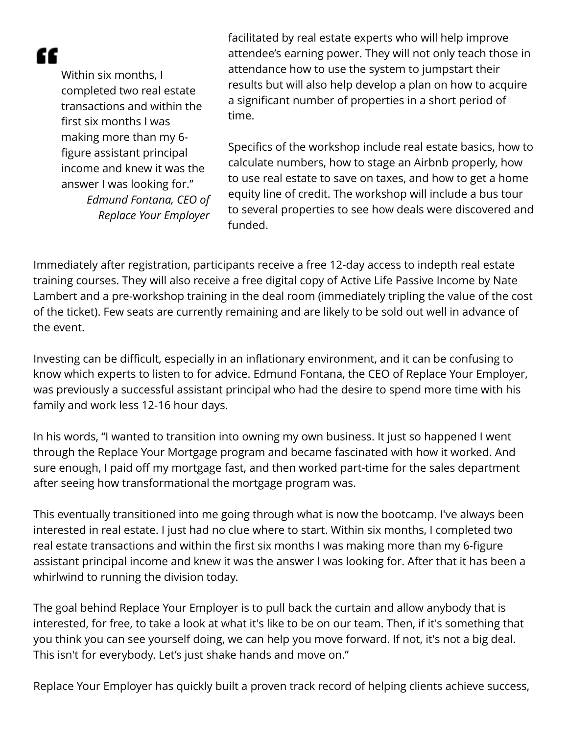> "Within six months, I completed two real estate transactions and within the first six months I was making more than my 6-figure assistant principal income and knew it was the answer I was looking for."
> *Edmund Fontana, CEO of Replace Your Employer*

facilitated by real estate experts who will help improve attendee's earning power. They will not only teach those in attendance how to use the system to jumpstart their results but will also help develop a plan on how to acquire a significant number of properties in a short period of time.

Specifics of the workshop include real estate basics, how to calculate numbers, how to stage an Airbnb properly, how to use real estate to save on taxes, and how to get a home equity line of credit. The workshop will include a bus tour to several properties to see how deals were discovered and funded.

Immediately after registration, participants receive a free 12-day access to indepth real estate training courses. They will also receive a free digital copy of Active Life Passive Income by Nate Lambert and a pre-workshop training in the deal room (immediately tripling the value of the cost of the ticket). Few seats are currently remaining and are likely to be sold out well in advance of the event.

Investing can be difficult, especially in an inflationary environment, and it can be confusing to know which experts to listen to for advice. Edmund Fontana, the CEO of Replace Your Employer, was previously a successful assistant principal who had the desire to spend more time with his family and work less 12-16 hour days.

In his words, "I wanted to transition into owning my own business. It just so happened I went through the Replace Your Mortgage program and became fascinated with how it worked. And sure enough, I paid off my mortgage fast, and then worked part-time for the sales department after seeing how transformational the mortgage program was.

This eventually transitioned into me going through what is now the bootcamp. I've always been interested in real estate. I just had no clue where to start. Within six months, I completed two real estate transactions and within the first six months I was making more than my 6-figure assistant principal income and knew it was the answer I was looking for. After that it has been a whirlwind to running the division today.

The goal behind Replace Your Employer is to pull back the curtain and allow anybody that is interested, for free, to take a look at what it's like to be on our team. Then, if it's something that you think you can see yourself doing, we can help you move forward. If not, it's not a big deal. This isn't for everybody. Let's just shake hands and move on."

Replace Your Employer has quickly built a proven track record of helping clients achieve success,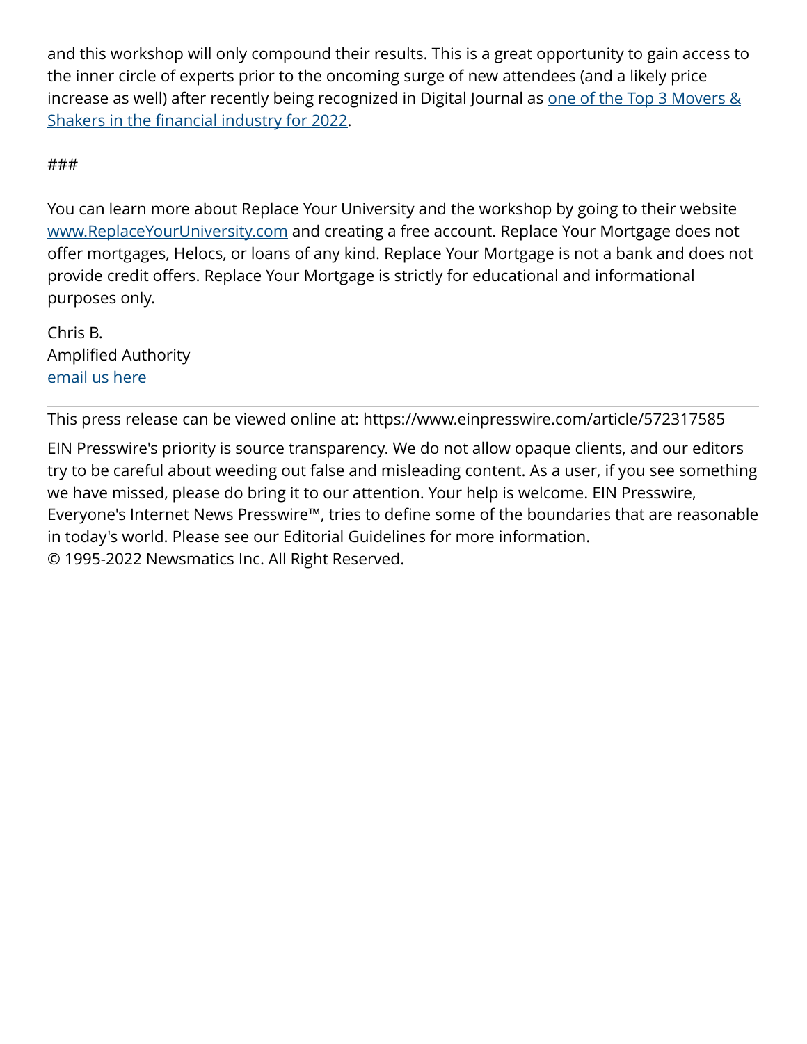and this workshop will only compound their results. This is a great opportunity to gain access to the inner circle of experts prior to the oncoming surge of new attendees (and a likely price increase as well) after recently being recognized in Digital Journal as [one of the Top 3 Movers & Shakers in the financial industry for 2022](#).

###

You can learn more about Replace Your University and the workshop by going to their website [www.ReplaceYourUniversity.com](http://www.ReplaceYourUniversity.com) and creating a free account. Replace Your Mortgage does not offer mortgages, Helocs, or loans of any kind. Replace Your Mortgage is not a bank and does not provide credit offers. Replace Your Mortgage is strictly for educational and informational purposes only.

Chris B.
Amplified Authority
email us here

---

This press release can be viewed online at: https://www.einpresswire.com/article/572317585

EIN Presswire's priority is source transparency. We do not allow opaque clients, and our editors try to be careful about weeding out false and misleading content. As a user, if you see something we have missed, please do bring it to our attention. Your help is welcome. EIN Presswire, Everyone's Internet News Presswire™, tries to define some of the boundaries that are reasonable in today's world. Please see our Editorial Guidelines for more information.
© 1995-2022 Newsmatics Inc. All Right Reserved.